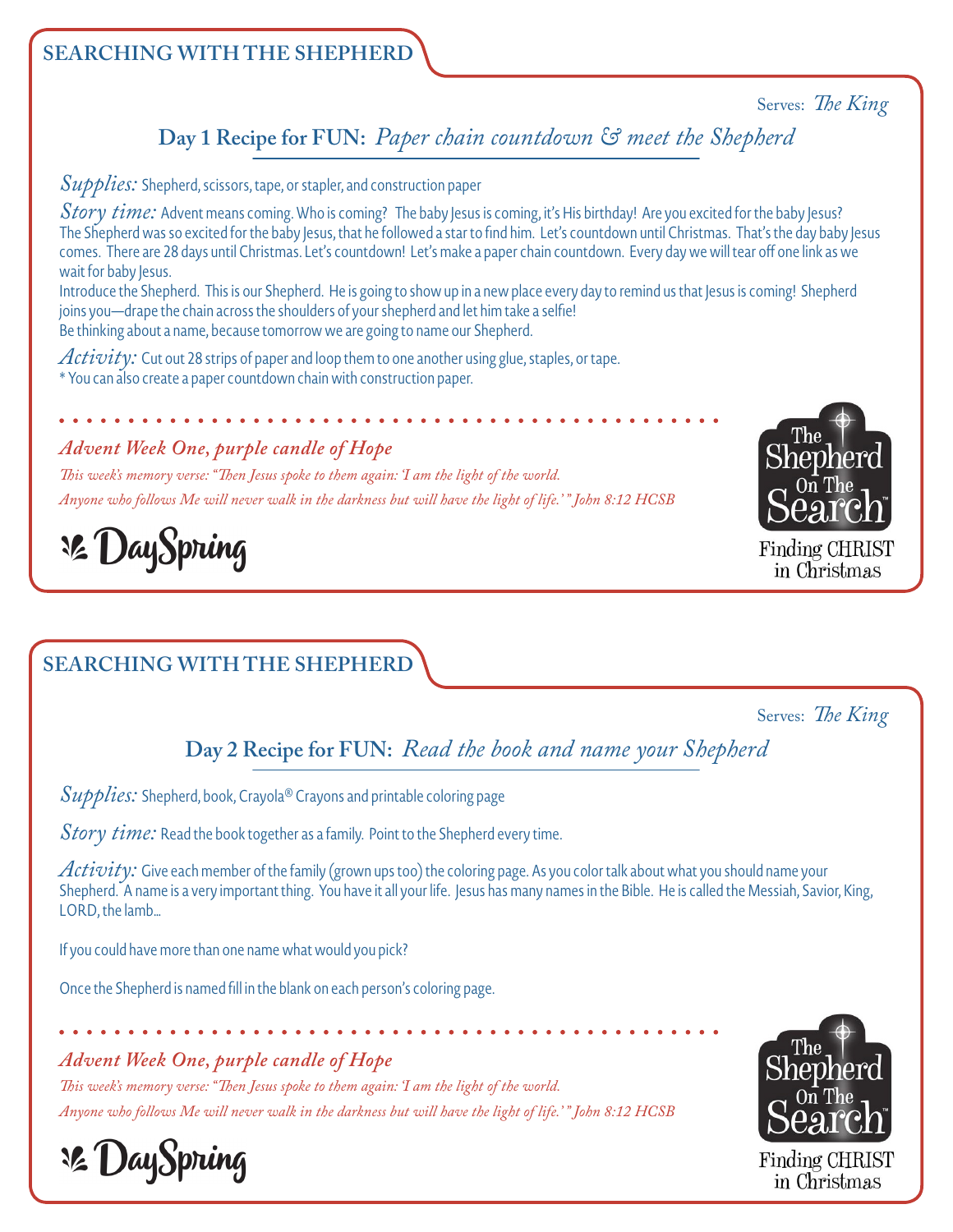## SEARCHING WITH THE SHEPHERD

Serves: *The King*

### Day 1 Recipe for FUN: *Paper chain countdown & meet the Shepherd*

*Supplies:* Shepherd, scissors, tape, or stapler, and construction paper

*Story time:* Advent means coming. Who is coming? The baby Jesus is coming, it's His birthday! Are you excited for the baby Jesus? The Shepherd was so excited for the baby Jesus, that he followed a star to find him. Let's countdown until Christmas. That's the day baby Jesus comes. There are 28 days until Christmas. Let's countdown! Let's make a paper chain countdown. Every day we will tear off one link as we wait for baby Jesus.

Introduce the Shepherd. This is our Shepherd. He is going to show up in a new place every day to remind us that Jesus is coming! Shepherd joins you—drape the chain across the shoulders of your shepherd and let him take a selfie!

Be thinking about a name, because tomorrow we are going to name our Shepherd.

*Activity:* Cut out 28 strips of paper and loop them to one another using glue, staples, or tape.
* You can also create a paper countdown chain with construction paper.

*Advent Week One, purple candle of Hope*

*This week's memory verse: "Then Jesus spoke to them again: 'I am the light of the world. Anyone who follows Me will never walk in the darkness but will have the light of life.'" John 8:12 HCSB*

DaySpring

The Shepherd On The Search™
Finding CHRIST in Christmas

## SEARCHING WITH THE SHEPHERD

Serves: *The King*

### Day 2 Recipe for FUN: *Read the book and name your Shepherd*

*Supplies:* Shepherd, book, Crayola® Crayons and printable coloring page

*Story time:* Read the book together as a family. Point to the Shepherd every time.

*Activity:* Give each member of the family (grown ups too) the coloring page. As you color talk about what you should name your Shepherd. A name is a very important thing. You have it all your life. Jesus has many names in the Bible. He is called the Messiah, Savior, King, LORD, the lamb...

If you could have more than one name what would you pick?

Once the Shepherd is named fill in the blank on each person's coloring page.

*Advent Week One, purple candle of Hope*

*This week's memory verse: "Then Jesus spoke to them again: 'I am the light of the world. Anyone who follows Me will never walk in the darkness but will have the light of life.'" John 8:12 HCSB*

DaySpring

The Shepherd On The Search™
Finding CHRIST in Christmas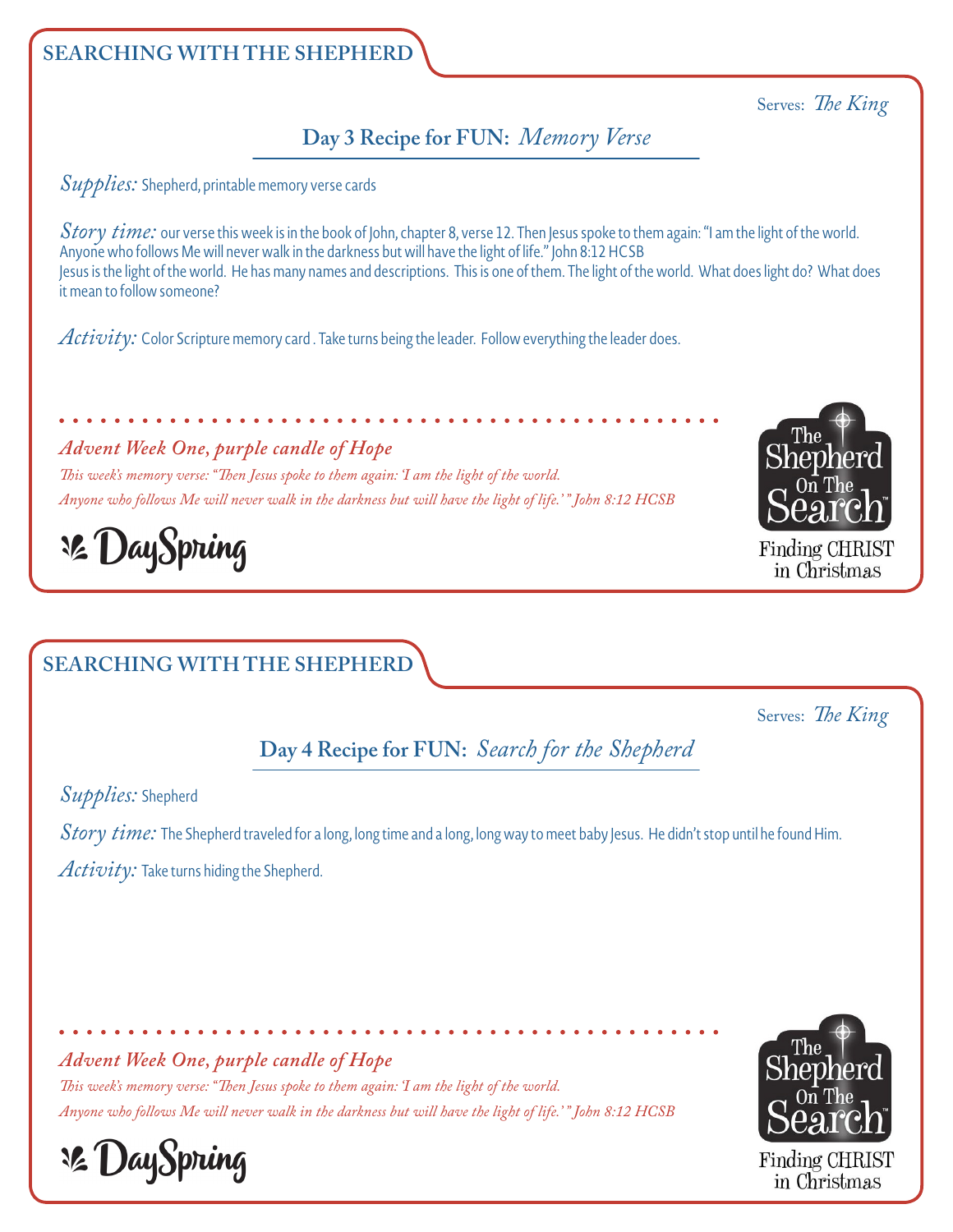## SEARCHING WITH THE SHEPHERD

Serves: *The King*

### Day 3 Recipe for FUN: *Memory Verse*

*Supplies:* Shepherd, printable memory verse cards

*Story time:* our verse this week is in the book of John, chapter 8, verse 12. Then Jesus spoke to them again: "I am the light of the world. Anyone who follows Me will never walk in the darkness but will have the light of life." John 8:12 HCSB
Jesus is the light of the world. He has many names and descriptions. This is one of them. The light of the world. What does light do? What does it mean to follow someone?

*Activity:* Color Scripture memory card . Take turns being the leader. Follow everything the leader does.

***Advent Week One, purple candle of Hope***

*This week's memory verse: "Then Jesus spoke to them again: 'I am the light of the world. Anyone who follows Me will never walk in the darkness but will have the light of life.'" John 8:12 HCSB*

DaySpring

The Shepherd On The Search™ Finding CHRIST in Christmas

## SEARCHING WITH THE SHEPHERD

Serves: *The King*

### Day 4 Recipe for FUN: *Search for the Shepherd*

*Supplies:* Shepherd

*Story time:* The Shepherd traveled for a long, long time and a long, long way to meet baby Jesus. He didn't stop until he found Him.

*Activity:* Take turns hiding the Shepherd.

***Advent Week One, purple candle of Hope***

*This week's memory verse: "Then Jesus spoke to them again: 'I am the light of the world. Anyone who follows Me will never walk in the darkness but will have the light of life.'" John 8:12 HCSB*

DaySpring

The Shepherd On The Search™ Finding CHRIST in Christmas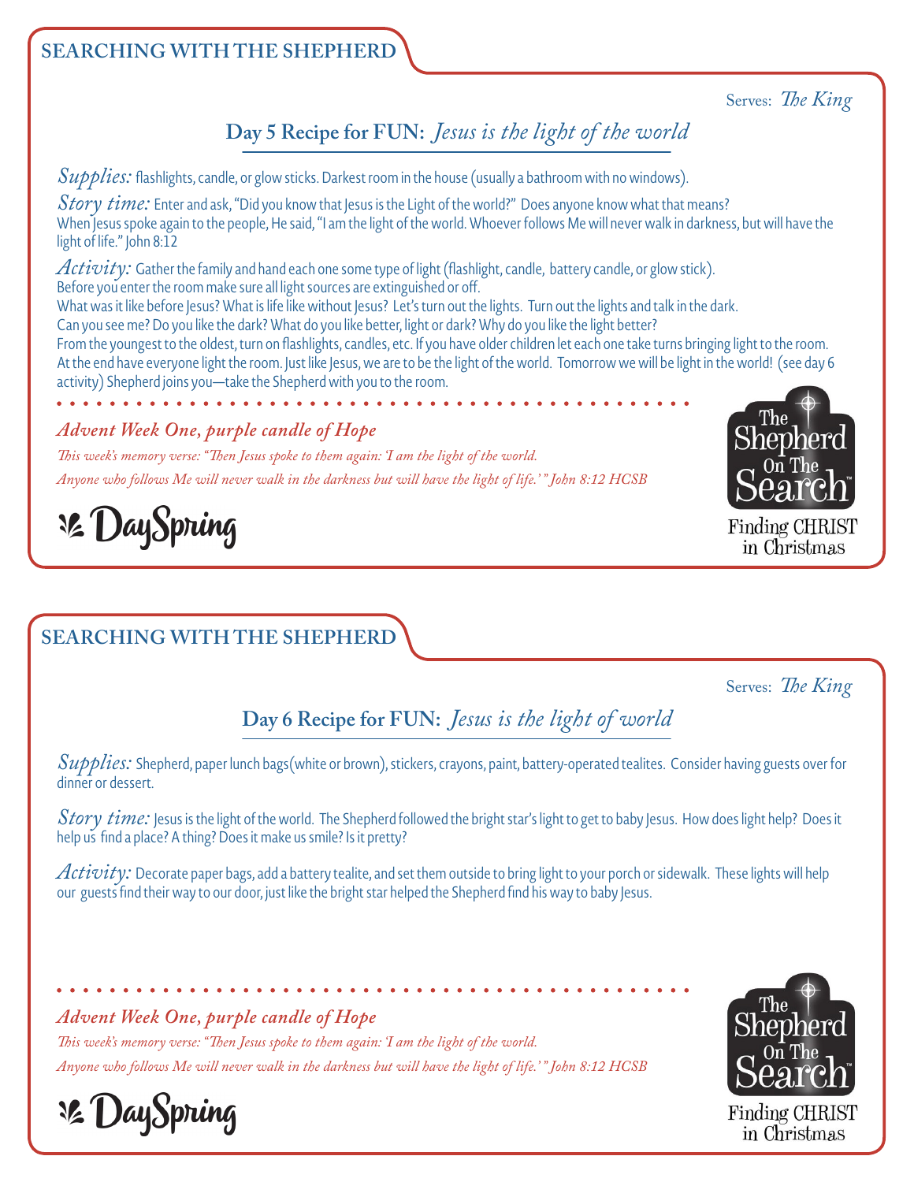## SEARCHING WITH THE SHEPHERD

Serves: *The King*

### Day 5 Recipe for FUN: *Jesus is the light of the world*

*Supplies:* flashlights, candle, or glow sticks. Darkest room in the house (usually a bathroom with no windows).

*Story time:* Enter and ask, "Did you know that Jesus is the Light of the world?" Does anyone know what that means?
When Jesus spoke again to the people, He said, "I am the light of the world. Whoever follows Me will never walk in darkness, but will have the light of life." John 8:12

*Activity:* Gather the family and hand each one some type of light (flashlight, candle, battery candle, or glow stick).
Before you enter the room make sure all light sources are extinguished or off.
What was it like before Jesus? What is life like without Jesus? Let's turn out the lights. Turn out the lights and talk in the dark.
Can you see me? Do you like the dark? What do you like better, light or dark? Why do you like the light better?
From the youngest to the oldest, turn on flashlights, candles, etc. If you have older children let each one take turns bringing light to the room.
At the end have everyone light the room. Just like Jesus, we are to be the light of the world. Tomorrow we will be light in the world! (see day 6 activity) Shepherd joins you—take the Shepherd with you to the room.

*Advent Week One, purple candle of Hope*

*This week's memory verse: "Then Jesus spoke to them again: 'I am the light of the world. Anyone who follows Me will never walk in the darkness but will have the light of life.'" John 8:12 HCSB*

DaySpring

The Shepherd On The Search™
Finding CHRIST in Christmas

## SEARCHING WITH THE SHEPHERD

Serves: *The King*

### Day 6 Recipe for FUN: *Jesus is the light of world*

*Supplies:* Shepherd, paper lunch bags(white or brown), stickers, crayons, paint, battery-operated tealites. Consider having guests over for dinner or dessert.

*Story time:* Jesus is the light of the world. The Shepherd followed the bright star's light to get to baby Jesus. How does light help? Does it help us find a place? A thing? Does it make us smile? Is it pretty?

*Activity:* Decorate paper bags, add a battery tealite, and set them outside to bring light to your porch or sidewalk. These lights will help our guests find their way to our door, just like the bright star helped the Shepherd find his way to baby Jesus.

*Advent Week One, purple candle of Hope*

*This week's memory verse: "Then Jesus spoke to them again: 'I am the light of the world. Anyone who follows Me will never walk in the darkness but will have the light of life.'" John 8:12 HCSB*

DaySpring

The Shepherd On The Search™
Finding CHRIST in Christmas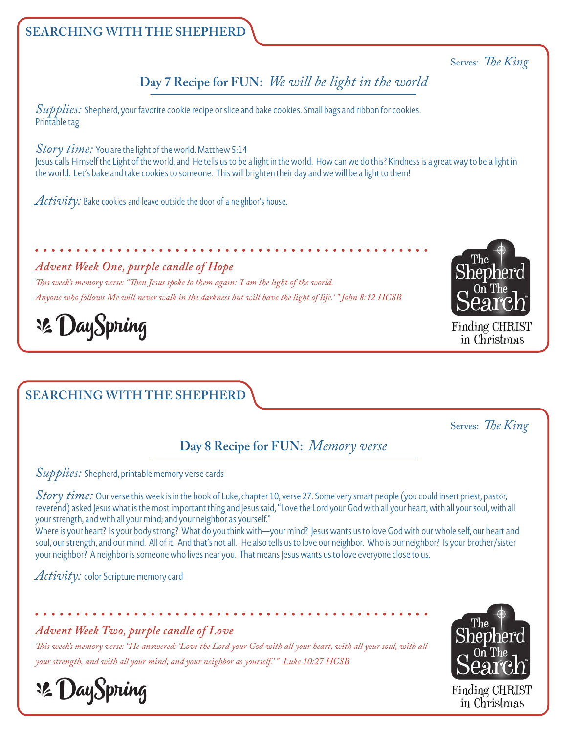## SEARCHING WITH THE SHEPHERD

Serves: *The King*

### Day 7 Recipe for FUN: *We will be light in the world*

*Supplies:* Shepherd, your favorite cookie recipe or slice and bake cookies. Small bags and ribbon for cookies. Printable tag

*Story time:* You are the light of the world. Matthew 5:14
Jesus calls Himself the Light of the world, and He tells us to be a light in the world. How can we do this? Kindness is a great way to be a light in the world. Let's bake and take cookies to someone. This will brighten their day and we will be a light to them!

*Activity:* Bake cookies and leave outside the door of a neighbor's house.

***Advent Week One, purple candle of Hope***

*This week's memory verse: "Then Jesus spoke to them again: 'I am the light of the world. Anyone who follows Me will never walk in the darkness but will have the light of life.'" John 8:12 HCSB*

DaySpring

The Shepherd On The Search™
Finding CHRIST in Christmas

## SEARCHING WITH THE SHEPHERD

Serves: *The King*

### Day 8 Recipe for FUN: *Memory verse*

*Supplies:* Shepherd, printable memory verse cards

*Story time:* Our verse this week is in the book of Luke, chapter 10, verse 27. Some very smart people (you could insert priest, pastor, reverend) asked Jesus what is the most important thing and Jesus said, "Love the Lord your God with all your heart, with all your soul, with all your strength, and with all your mind; and your neighbor as yourself."
Where is your heart? Is your body strong? What do you think with—your mind? Jesus wants us to love God with our whole self, our heart and soul, our strength, and our mind. All of it. And that's not all. He also tells us to love our neighbor. Who is our neighbor? Is your brother/sister your neighbor? A neighbor is someone who lives near you. That means Jesus wants us to love everyone close to us.

*Activity:* color Scripture memory card

***Advent Week Two, purple candle of Love***

*This week's memory verse: "He answered: 'Love the Lord your God with all your heart, with all your soul, with all your strength, and with all your mind; and your neighbor as yourself.'" Luke 10:27 HCSB*

DaySpring

The Shepherd On The Search™
Finding CHRIST in Christmas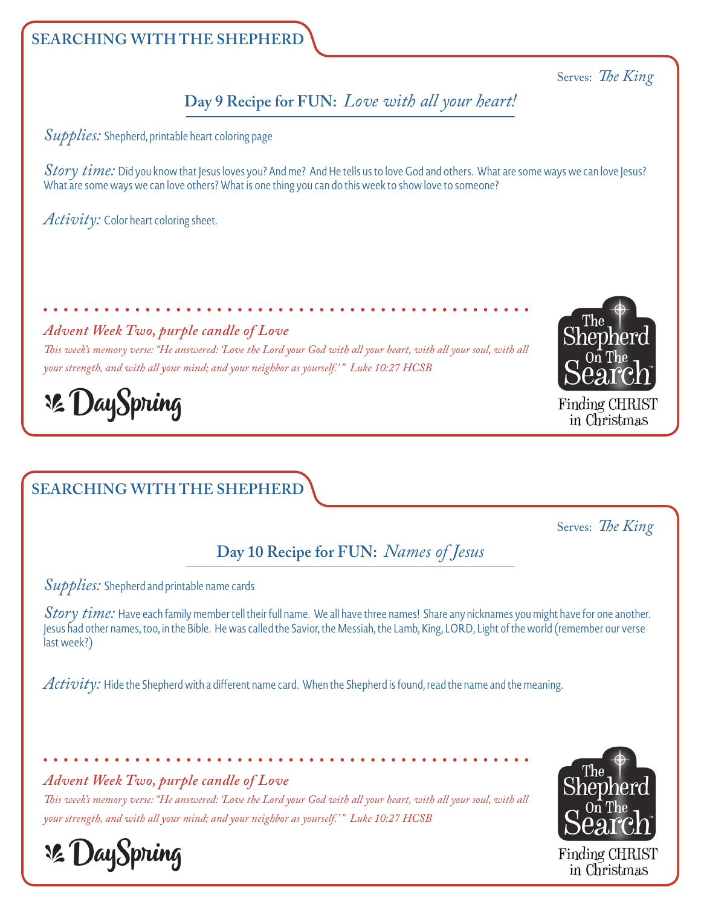## SEARCHING WITH THE SHEPHERD

Serves: *The King*

### Day 9 Recipe for FUN: *Love with all your heart!*

*Supplies:* Shepherd, printable heart coloring page

*Story time:* Did you know that Jesus loves you? And me? And He tells us to love God and others. What are some ways we can love Jesus? What are some ways we can love others? What is one thing you can do this week to show love to someone?

*Activity:* Color heart coloring sheet.

***Advent Week Two, purple candle of Love***

*This week's memory verse: "He answered: 'Love the Lord your God with all your heart, with all your soul, with all your strength, and with all your mind; and your neighbor as yourself.'" Luke 10:27 HCSB*

DaySpring

The Shepherd On The Search™

Finding CHRIST in Christmas

---

## SEARCHING WITH THE SHEPHERD

Serves: *The King*

### Day 10 Recipe for FUN: *Names of Jesus*

*Supplies:* Shepherd and printable name cards

*Story time:* Have each family member tell their full name. We all have three names! Share any nicknames you might have for one another. Jesus had other names, too, in the Bible. He was called the Savior, the Messiah, the Lamb, King, LORD, Light of the world (remember our verse last week?)

*Activity:* Hide the Shepherd with a different name card. When the Shepherd is found, read the name and the meaning.

***Advent Week Two, purple candle of Love***

*This week's memory verse: "He answered: 'Love the Lord your God with all your heart, with all your soul, with all your strength, and with all your mind; and your neighbor as yourself.'" Luke 10:27 HCSB*

DaySpring

The Shepherd On The Search™

Finding CHRIST in Christmas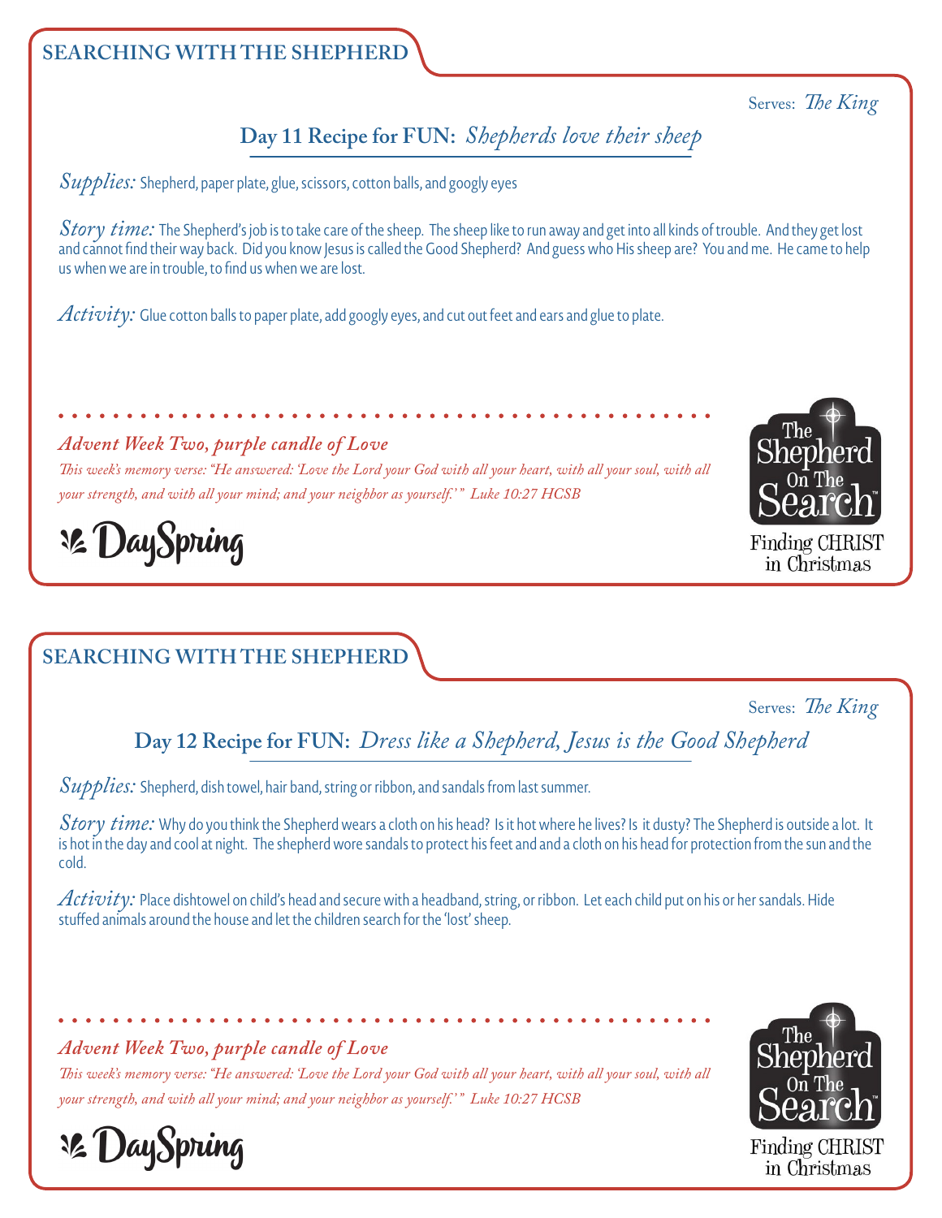## SEARCHING WITH THE SHEPHERD

Serves: *The King*

### Day 11 Recipe for FUN: *Shepherds love their sheep*

*Supplies:* Shepherd, paper plate, glue, scissors, cotton balls, and googly eyes

*Story time:* The Shepherd's job is to take care of the sheep. The sheep like to run away and get into all kinds of trouble. And they get lost and cannot find their way back. Did you know Jesus is called the Good Shepherd? And guess who His sheep are? You and me. He came to help us when we are in trouble, to find us when we are lost.

*Activity:* Glue cotton balls to paper plate, add googly eyes, and cut out feet and ears and glue to plate.

***Advent Week Two, purple candle of Love***

*This week's memory verse: "He answered: 'Love the Lord your God with all your heart, with all your soul, with all your strength, and with all your mind; and your neighbor as yourself.'" Luke 10:27 HCSB*

DaySpring

The Shepherd On The Search™

Finding CHRIST in Christmas

## SEARCHING WITH THE SHEPHERD

Serves: *The King*

### Day 12 Recipe for FUN: *Dress like a Shepherd, Jesus is the Good Shepherd*

*Supplies:* Shepherd, dish towel, hair band, string or ribbon, and sandals from last summer.

*Story time:* Why do you think the Shepherd wears a cloth on his head? Is it hot where he lives? Is it dusty? The Shepherd is outside a lot. It is hot in the day and cool at night. The shepherd wore sandals to protect his feet and and a cloth on his head for protection from the sun and the cold.

*Activity:* Place dishtowel on child's head and secure with a headband, string, or ribbon. Let each child put on his or her sandals. Hide stuffed animals around the house and let the children search for the 'lost' sheep.

***Advent Week Two, purple candle of Love***

*This week's memory verse: "He answered: 'Love the Lord your God with all your heart, with all your soul, with all your strength, and with all your mind; and your neighbor as yourself.'" Luke 10:27 HCSB*

DaySpring

The Shepherd On The Search™

Finding CHRIST in Christmas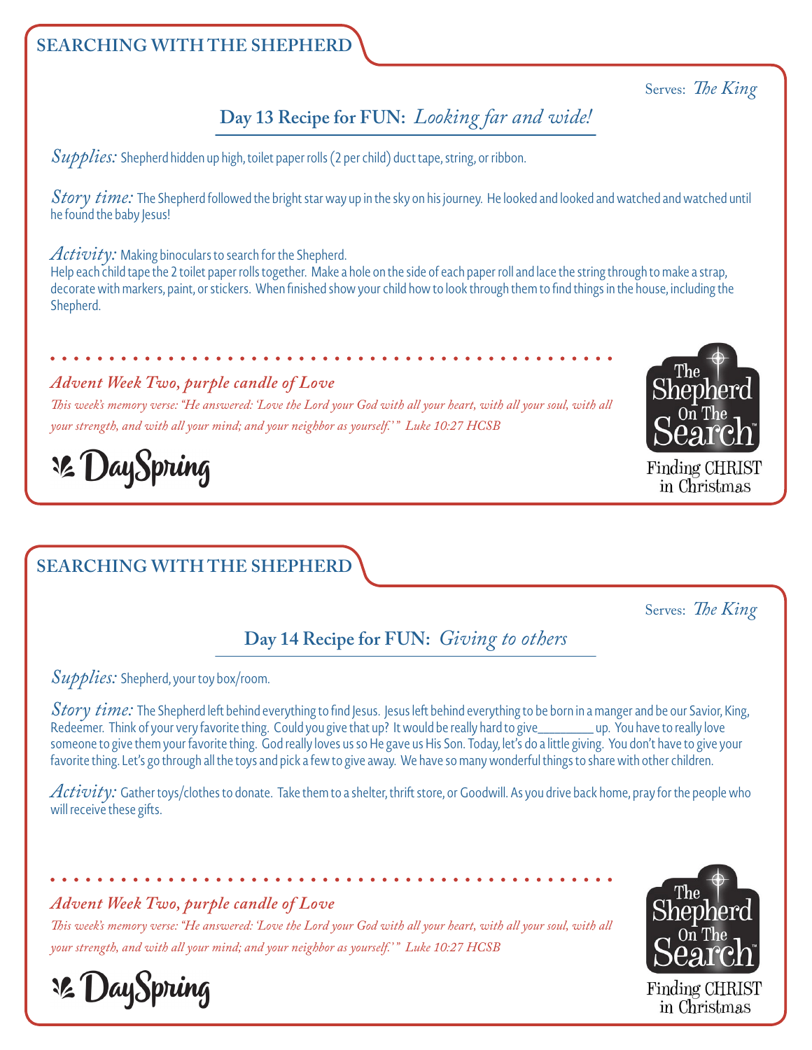## SEARCHING WITH THE SHEPHERD

Serves: *The King*

### Day 13 Recipe for FUN: *Looking far and wide!*

*Supplies:* Shepherd hidden up high, toilet paper rolls (2 per child) duct tape, string, or ribbon.

*Story time:* The Shepherd followed the bright star way up in the sky on his journey. He looked and looked and watched and watched until he found the baby Jesus!

*Activity:* Making binoculars to search for the Shepherd.
Help each child tape the 2 toilet paper rolls together. Make a hole on the side of each paper roll and lace the string through to make a strap, decorate with markers, paint, or stickers. When finished show your child how to look through them to find things in the house, including the Shepherd.

*Advent Week Two, purple candle of Love*

*This week's memory verse: "He answered: 'Love the Lord your God with all your heart, with all your soul, with all your strength, and with all your mind; and your neighbor as yourself.'" Luke 10:27 HCSB*

DaySpring

The Shepherd On The Search™
Finding CHRIST in Christmas

## SEARCHING WITH THE SHEPHERD

Serves: *The King*

### Day 14 Recipe for FUN: *Giving to others*

*Supplies:* Shepherd, your toy box/room.

*Story time:* The Shepherd left behind everything to find Jesus. Jesus left behind everything to be born in a manger and be our Savior, King, Redeemer. Think of your very favorite thing. Could you give that up? It would be really hard to give________ up. You have to really love someone to give them your favorite thing. God really loves us so He gave us His Son. Today, let's do a little giving. You don't have to give your favorite thing. Let's go through all the toys and pick a few to give away. We have so many wonderful things to share with other children.

*Activity:* Gather toys/clothes to donate. Take them to a shelter, thrift store, or Goodwill. As you drive back home, pray for the people who will receive these gifts.

*Advent Week Two, purple candle of Love*

*This week's memory verse: "He answered: 'Love the Lord your God with all your heart, with all your soul, with all your strength, and with all your mind; and your neighbor as yourself.'" Luke 10:27 HCSB*

DaySpring

The Shepherd On The Search™
Finding CHRIST in Christmas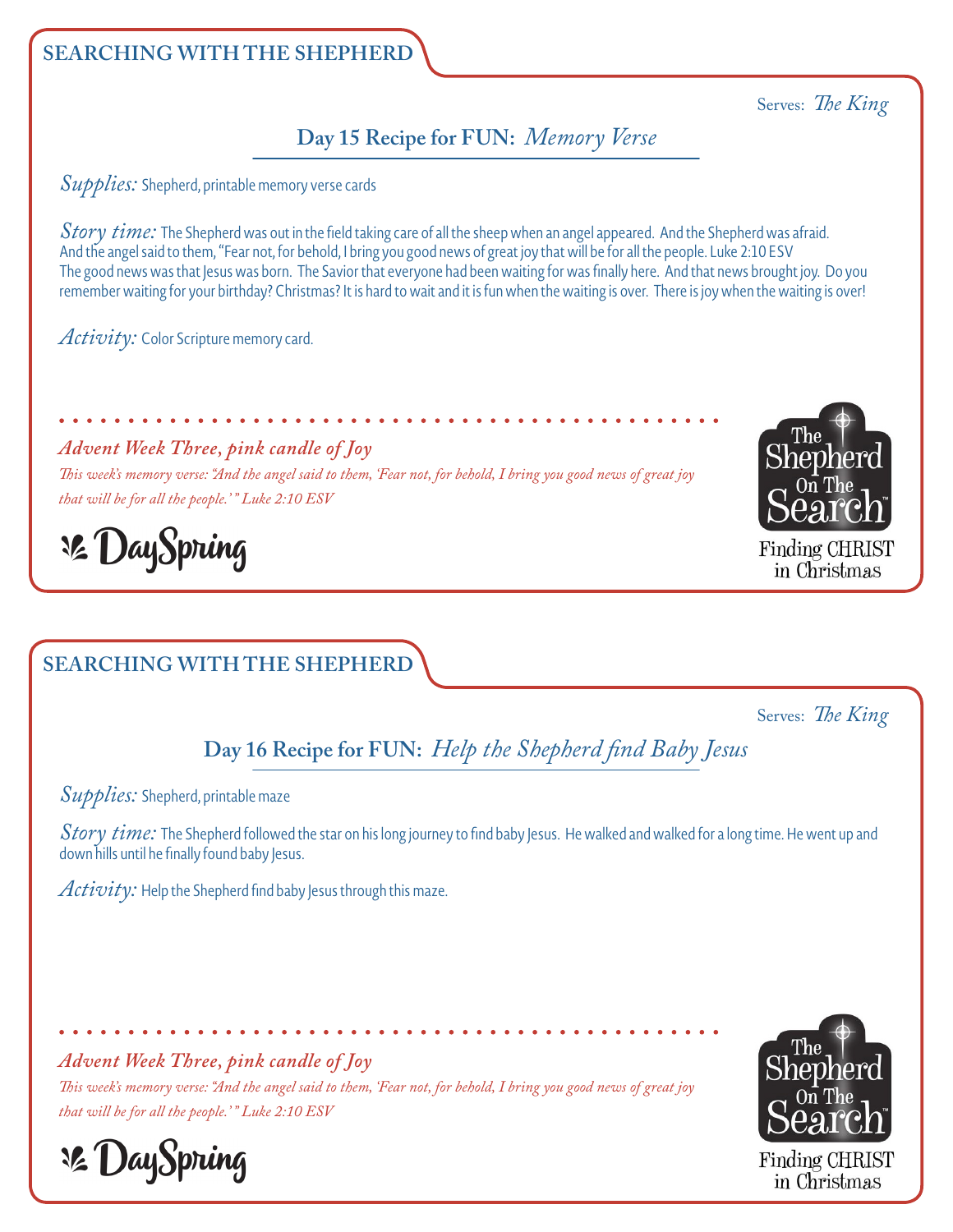## SEARCHING WITH THE SHEPHERD

Serves: *The King*

### Day 15 Recipe for FUN: *Memory Verse*

*Supplies:* Shepherd, printable memory verse cards

*Story time:* The Shepherd was out in the field taking care of all the sheep when an angel appeared. And the Shepherd was afraid. And the angel said to them, "Fear not, for behold, I bring you good news of great joy that will be for all the people. Luke 2:10 ESV The good news was that Jesus was born. The Savior that everyone had been waiting for was finally here. And that news brought joy. Do you remember waiting for your birthday? Christmas? It is hard to wait and it is fun when the waiting is over. There is joy when the waiting is over!

*Activity:* Color Scripture memory card.

*Advent Week Three, pink candle of Joy*

*This week's memory verse: "And the angel said to them, 'Fear not, for behold, I bring you good news of great joy that will be for all the people.'" Luke 2:10 ESV*

DaySpring

The Shepherd On The Search™
Finding CHRIST in Christmas

## SEARCHING WITH THE SHEPHERD

Serves: *The King*

### Day 16 Recipe for FUN: *Help the Shepherd find Baby Jesus*

*Supplies:* Shepherd, printable maze

*Story time:* The Shepherd followed the star on his long journey to find baby Jesus. He walked and walked for a long time. He went up and down hills until he finally found baby Jesus.

*Activity:* Help the Shepherd find baby Jesus through this maze.

*Advent Week Three, pink candle of Joy*

*This week's memory verse: "And the angel said to them, 'Fear not, for behold, I bring you good news of great joy that will be for all the people.'" Luke 2:10 ESV*

DaySpring

The Shepherd On The Search™
Finding CHRIST in Christmas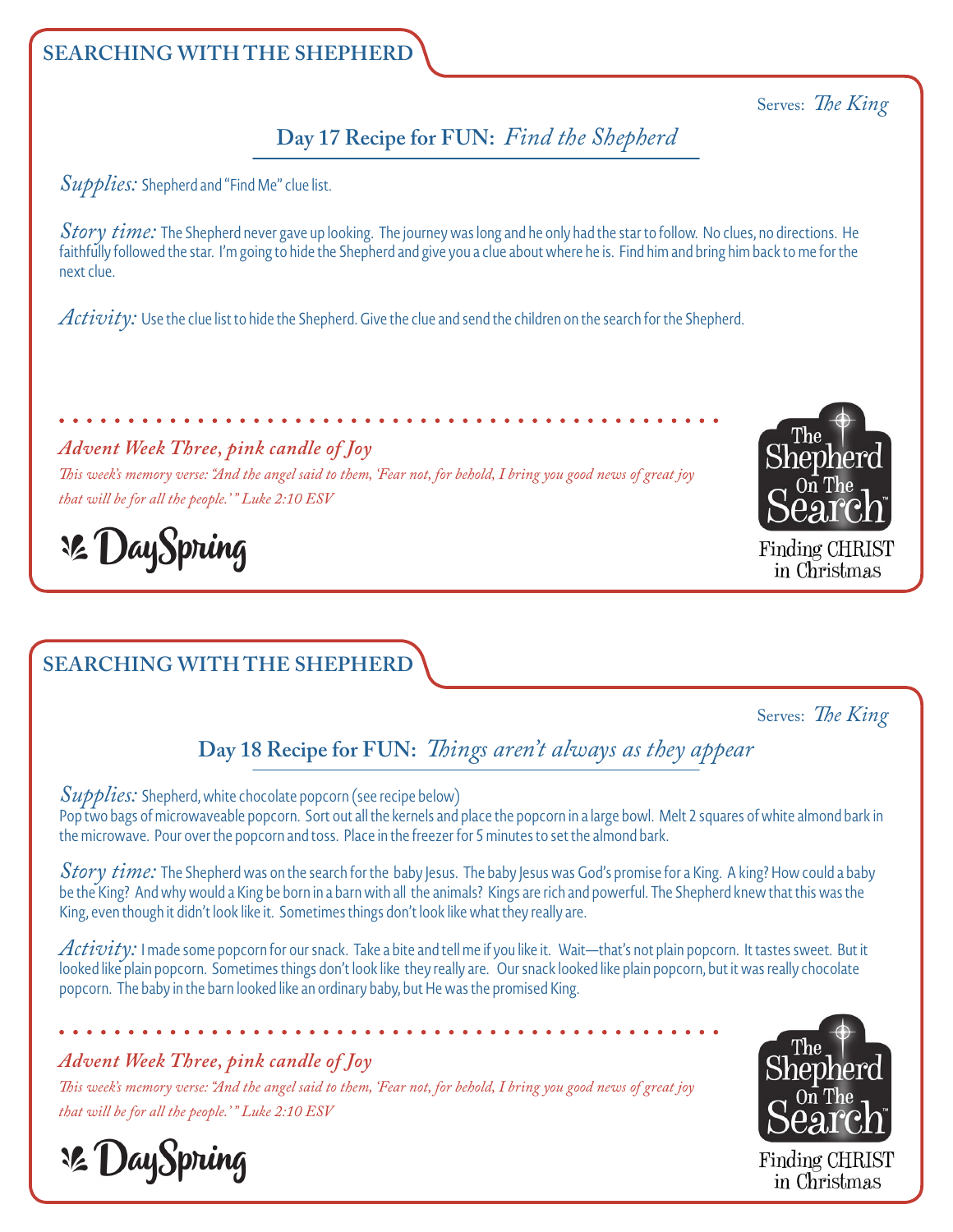## SEARCHING WITH THE SHEPHERD

Serves: *The King*

### Day 17 Recipe for FUN: *Find the Shepherd*

*Supplies:* Shepherd and "Find Me" clue list.

*Story time:* The Shepherd never gave up looking. The journey was long and he only had the star to follow. No clues, no directions. He faithfully followed the star. I'm going to hide the Shepherd and give you a clue about where he is. Find him and bring him back to me for the next clue.

*Activity:* Use the clue list to hide the Shepherd. Give the clue and send the children on the search for the Shepherd.

*Advent Week Three, pink candle of Joy*

*This week's memory verse: "And the angel said to them, 'Fear not, for behold, I bring you good news of great joy that will be for all the people.'" Luke 2:10 ESV*

DaySpring

The Shepherd On The Search™

Finding CHRIST in Christmas

## SEARCHING WITH THE SHEPHERD

Serves: *The King*

### Day 18 Recipe for FUN: *Things aren't always as they appear*

*Supplies:* Shepherd, white chocolate popcorn (see recipe below)

Pop two bags of microwaveable popcorn. Sort out all the kernels and place the popcorn in a large bowl. Melt 2 squares of white almond bark in the microwave. Pour over the popcorn and toss. Place in the freezer for 5 minutes to set the almond bark.

*Story time:* The Shepherd was on the search for the baby Jesus. The baby Jesus was God's promise for a King. A king? How could a baby be the King? And why would a King be born in a barn with all the animals? Kings are rich and powerful. The Shepherd knew that this was the King, even though it didn't look like it. Sometimes things don't look like what they really are.

*Activity:* I made some popcorn for our snack. Take a bite and tell me if you like it. Wait—that's not plain popcorn. It tastes sweet. But it looked like plain popcorn. Sometimes things don't look like they really are. Our snack looked like plain popcorn, but it was really chocolate popcorn. The baby in the barn looked like an ordinary baby, but He was the promised King.

*Advent Week Three, pink candle of Joy*

*This week's memory verse: "And the angel said to them, 'Fear not, for behold, I bring you good news of great joy that will be for all the people.'" Luke 2:10 ESV*

DaySpring

The Shepherd On The Search™

Finding CHRIST in Christmas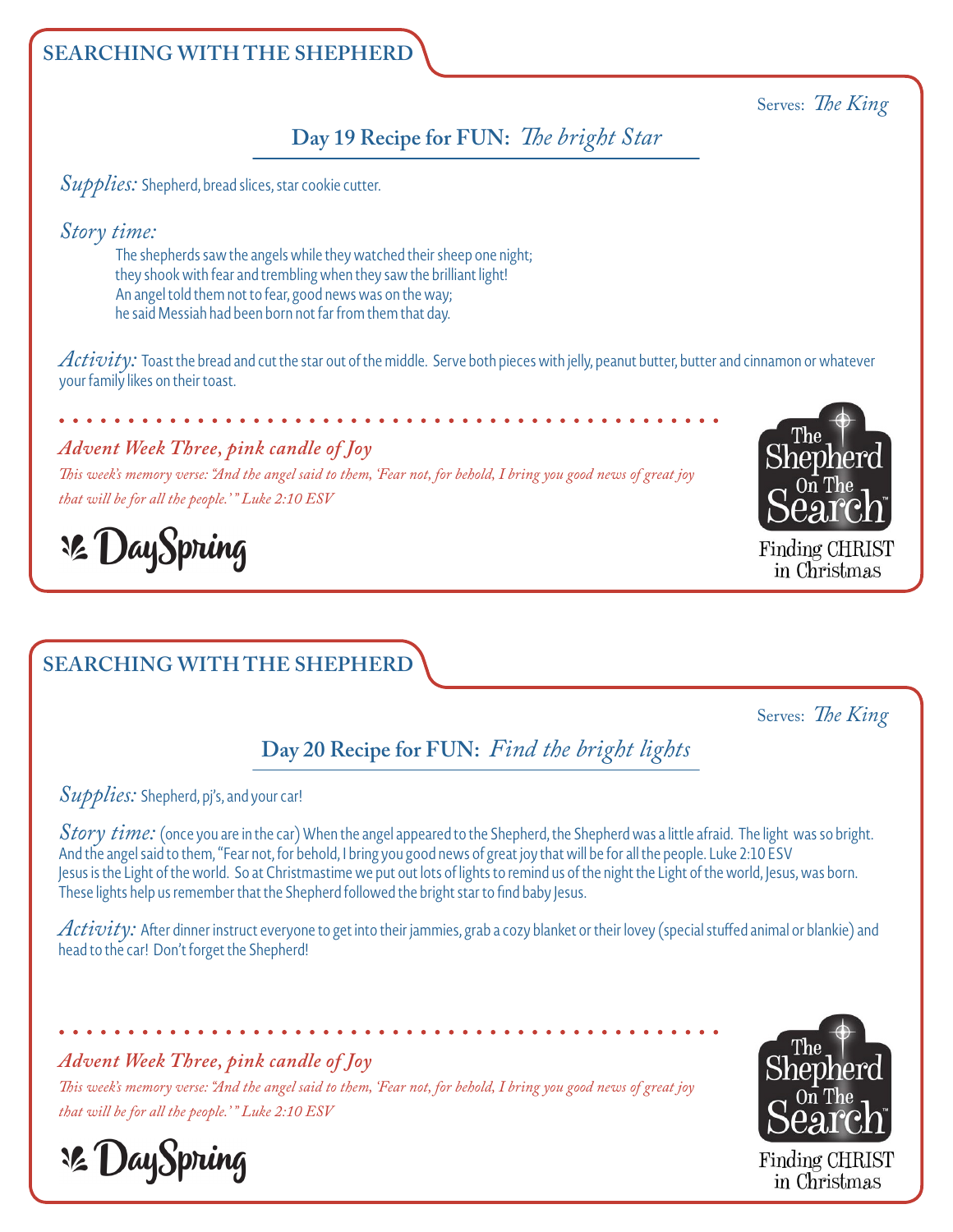## SEARCHING WITH THE SHEPHERD

Serves: *The King*

### Day 19 Recipe for FUN: *The bright Star*

*Supplies:* Shepherd, bread slices, star cookie cutter.

*Story time:*

The shepherds saw the angels while they watched their sheep one night;
they shook with fear and trembling when they saw the brilliant light!
An angel told them not to fear, good news was on the way;
he said Messiah had been born not far from them that day.

*Activity:* Toast the bread and cut the star out of the middle. Serve both pieces with jelly, peanut butter, butter and cinnamon or whatever your family likes on their toast.

*Advent Week Three, pink candle of Joy*

*This week's memory verse: "And the angel said to them, 'Fear not, for behold, I bring you good news of great joy that will be for all the people.'" Luke 2:10 ESV*

DaySpring

The Shepherd On The Search™
Finding CHRIST in Christmas

## SEARCHING WITH THE SHEPHERD

Serves: *The King*

### Day 20 Recipe for FUN: *Find the bright lights*

*Supplies:* Shepherd, pj's, and your car!

*Story time:* (once you are in the car) When the angel appeared to the Shepherd, the Shepherd was a little afraid. The light was so bright. And the angel said to them, "Fear not, for behold, I bring you good news of great joy that will be for all the people. Luke 2:10 ESV
Jesus is the Light of the world. So at Christmastime we put out lots of lights to remind us of the night the Light of the world, Jesus, was born. These lights help us remember that the Shepherd followed the bright star to find baby Jesus.

*Activity:* After dinner instruct everyone to get into their jammies, grab a cozy blanket or their lovey (special stuffed animal or blankie) and head to the car! Don't forget the Shepherd!

*Advent Week Three, pink candle of Joy*

*This week's memory verse: "And the angel said to them, 'Fear not, for behold, I bring you good news of great joy that will be for all the people.'" Luke 2:10 ESV*

DaySpring

The Shepherd On The Search™
Finding CHRIST in Christmas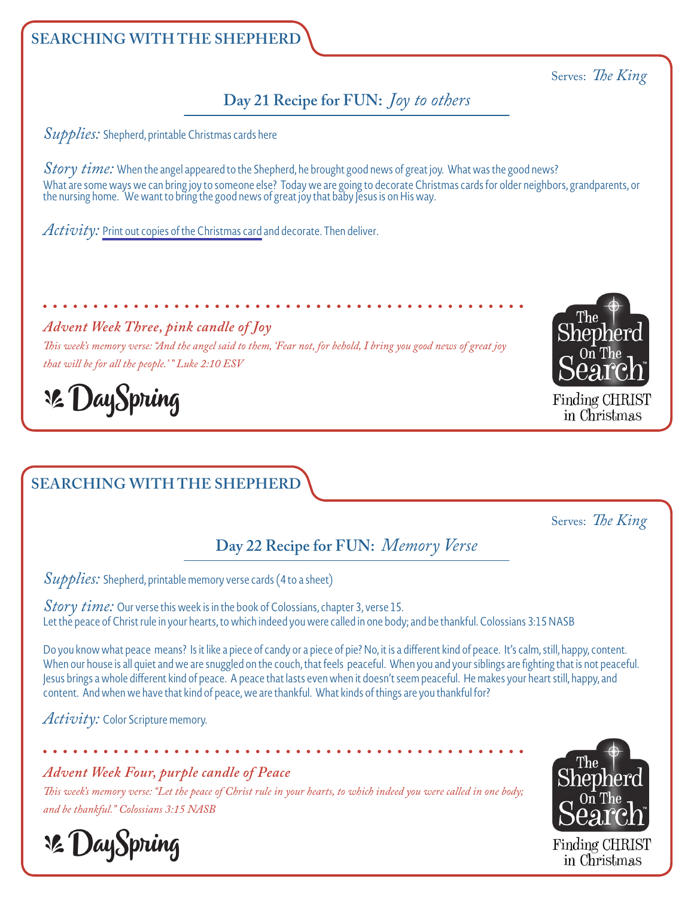## SEARCHING WITH THE SHEPHERD

Serves: *The King*

### Day 21 Recipe for FUN: *Joy to others*

*Supplies:* Shepherd, printable Christmas cards here

*Story time:* When the angel appeared to the Shepherd, he brought good news of great joy. What was the good news? What are some ways we can bring joy to someone else? Today we are going to decorate Christmas cards for older neighbors, grandparents, or the nursing home. We want to bring the good news of great joy that baby Jesus is on His way.

*Activity:* Print out copies of the Christmas card and decorate. Then deliver.

***Advent Week Three, pink candle of Joy***

*This week's memory verse: "And the angel said to them, 'Fear not, for behold, I bring you good news of great joy that will be for all the people.'" Luke 2:10 ESV*

DaySpring

The Shepherd On The Search™
Finding CHRIST in Christmas

## SEARCHING WITH THE SHEPHERD

Serves: *The King*

### Day 22 Recipe for FUN: *Memory Verse*

*Supplies:* Shepherd, printable memory verse cards (4 to a sheet)

*Story time:* Our verse this week is in the book of Colossians, chapter 3, verse 15.
Let the peace of Christ rule in your hearts, to which indeed you were called in one body; and be thankful. Colossians 3:15 NASB

Do you know what peace means? Is it like a piece of candy or a piece of pie? No, it is a different kind of peace. It's calm, still, happy, content. When our house is all quiet and we are snuggled on the couch, that feels peaceful. When you and your siblings are fighting that is not peaceful. Jesus brings a whole different kind of peace. A peace that lasts even when it doesn't seem peaceful. He makes your heart still, happy, and content. And when we have that kind of peace, we are thankful. What kinds of things are you thankful for?

*Activity:* Color Scripture memory.

***Advent Week Four, purple candle of Peace***

*This week's memory verse: "Let the peace of Christ rule in your hearts, to which indeed you were called in one body; and be thankful." Colossians 3:15 NASB*

DaySpring

The Shepherd On The Search™
Finding CHRIST in Christmas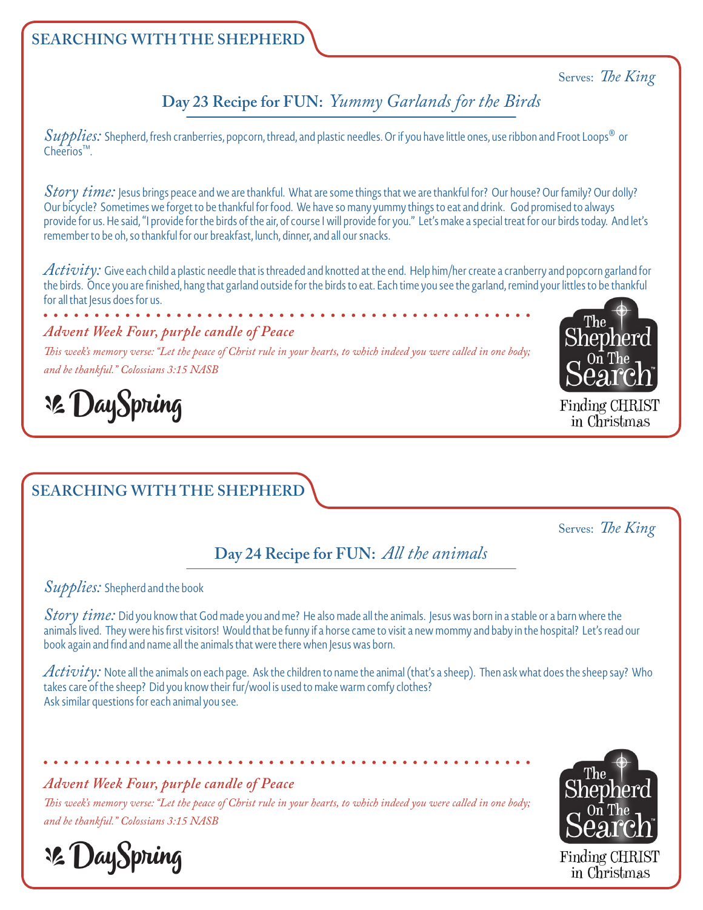## SEARCHING WITH THE SHEPHERD

Serves: *The King*

### Day 23 Recipe for FUN: *Yummy Garlands for the Birds*

*Supplies:* Shepherd, fresh cranberries, popcorn, thread, and plastic needles. Or if you have little ones, use ribbon and Froot Loops® or Cheerios™.

*Story time:* Jesus brings peace and we are thankful. What are some things that we are thankful for? Our house? Our family? Our dolly? Our bicycle? Sometimes we forget to be thankful for food. We have so many yummy things to eat and drink. God promised to always provide for us. He said, "I provide for the birds of the air, of course I will provide for you." Let's make a special treat for our birds today. And let's remember to be oh, so thankful for our breakfast, lunch, dinner, and all our snacks.

*Activity:* Give each child a plastic needle that is threaded and knotted at the end. Help him/her create a cranberry and popcorn garland for the birds. Once you are finished, hang that garland outside for the birds to eat. Each time you see the garland, remind your littles to be thankful for all that Jesus does for us.

*Advent Week Four, purple candle of Peace*

*This week's memory verse: "Let the peace of Christ rule in your hearts, to which indeed you were called in one body; and be thankful." Colossians 3:15 NASB*

DaySpring

The Shepherd On The Search™
Finding CHRIST in Christmas

## SEARCHING WITH THE SHEPHERD

Serves: *The King*

### Day 24 Recipe for FUN: *All the animals*

*Supplies:* Shepherd and the book

*Story time:* Did you know that God made you and me? He also made all the animals. Jesus was born in a stable or a barn where the animals lived. They were his first visitors! Would that be funny if a horse came to visit a new mommy and baby in the hospital? Let's read our book again and find and name all the animals that were there when Jesus was born.

*Activity:* Note all the animals on each page. Ask the children to name the animal (that's a sheep). Then ask what does the sheep say? Who takes care of the sheep? Did you know their fur/wool is used to make warm comfy clothes?
Ask similar questions for each animal you see.

*Advent Week Four, purple candle of Peace*

*This week's memory verse: "Let the peace of Christ rule in your hearts, to which indeed you were called in one body; and be thankful." Colossians 3:15 NASB*

DaySpring

The Shepherd On The Search™
Finding CHRIST in Christmas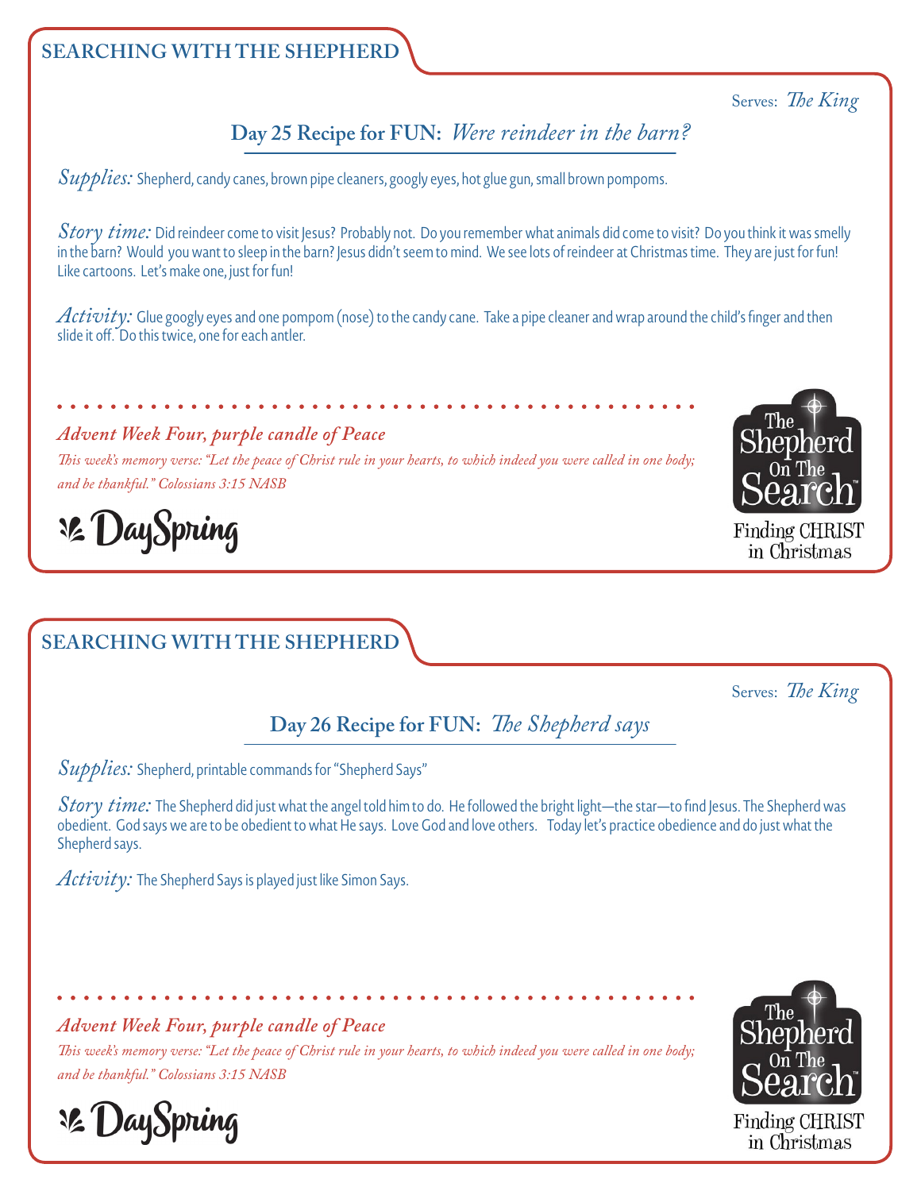## SEARCHING WITH THE SHEPHERD

Serves: *The King*

### Day 25 Recipe for FUN: *Were reindeer in the barn?*

*Supplies:* Shepherd, candy canes, brown pipe cleaners, googly eyes, hot glue gun, small brown pompoms.

*Story time:* Did reindeer come to visit Jesus? Probably not. Do you remember what animals did come to visit? Do you think it was smelly in the barn? Would you want to sleep in the barn? Jesus didn't seem to mind. We see lots of reindeer at Christmas time. They are just for fun! Like cartoons. Let's make one, just for fun!

*Activity:* Glue googly eyes and one pompom (nose) to the candy cane. Take a pipe cleaner and wrap around the child's finger and then slide it off. Do this twice, one for each antler.

*Advent Week Four, purple candle of Peace*

*This week's memory verse: "Let the peace of Christ rule in your hearts, to which indeed you were called in one body; and be thankful." Colossians 3:15 NASB*

DaySpring

The Shepherd On The Search™
Finding CHRIST in Christmas

## SEARCHING WITH THE SHEPHERD

Serves: *The King*

### Day 26 Recipe for FUN: *The Shepherd says*

*Supplies:* Shepherd, printable commands for "Shepherd Says"

*Story time:* The Shepherd did just what the angel told him to do. He followed the bright light—the star—to find Jesus. The Shepherd was obedient. God says we are to be obedient to what He says. Love God and love others. Today let's practice obedience and do just what the Shepherd says.

*Activity:* The Shepherd Says is played just like Simon Says.

*Advent Week Four, purple candle of Peace*

*This week's memory verse: "Let the peace of Christ rule in your hearts, to which indeed you were called in one body; and be thankful." Colossians 3:15 NASB*

DaySpring

The Shepherd On The Search™
Finding CHRIST in Christmas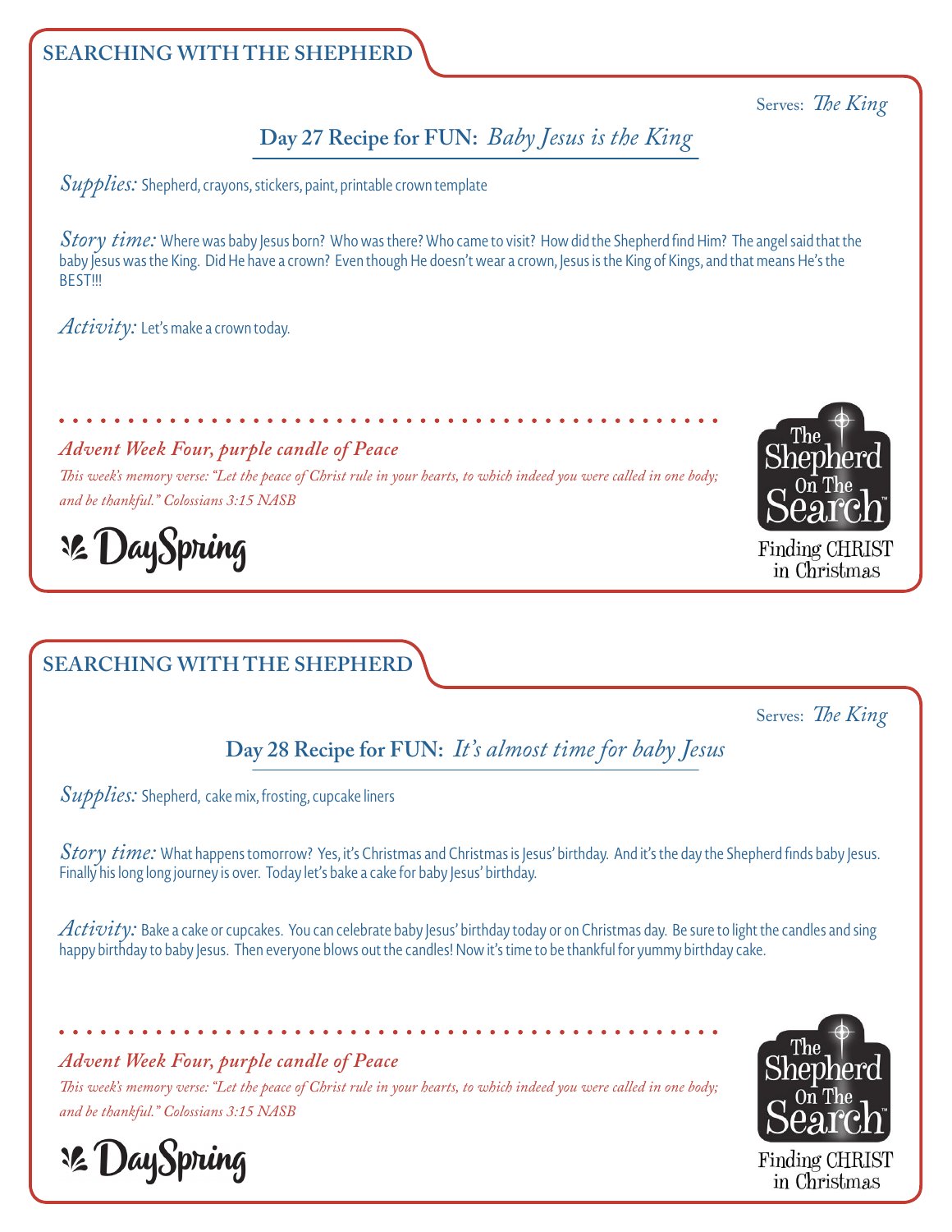## SEARCHING WITH THE SHEPHERD

Serves: *The King*

### Day 27 Recipe for FUN: *Baby Jesus is the King*

*Supplies:* Shepherd, crayons, stickers, paint, printable crown template

*Story time:* Where was baby Jesus born? Who was there? Who came to visit? How did the Shepherd find Him? The angel said that the baby Jesus was the King. Did He have a crown? Even though He doesn't wear a crown, Jesus is the King of Kings, and that means He's the BEST!!!

*Activity:* Let's make a crown today.

*Advent Week Four, purple candle of Peace*

*This week's memory verse: "Let the peace of Christ rule in your hearts, to which indeed you were called in one body; and be thankful." Colossians 3:15 NASB*

DaySpring

The Shepherd On The Search™

Finding CHRIST in Christmas

## SEARCHING WITH THE SHEPHERD

Serves: *The King*

### Day 28 Recipe for FUN: *It's almost time for baby Jesus*

*Supplies:* Shepherd, cake mix, frosting, cupcake liners

*Story time:* What happens tomorrow? Yes, it's Christmas and Christmas is Jesus' birthday. And it's the day the Shepherd finds baby Jesus. Finally his long long journey is over. Today let's bake a cake for baby Jesus' birthday.

*Activity:* Bake a cake or cupcakes. You can celebrate baby Jesus' birthday today or on Christmas day. Be sure to light the candles and sing happy birthday to baby Jesus. Then everyone blows out the candles! Now it's time to be thankful for yummy birthday cake.

*Advent Week Four, purple candle of Peace*

*This week's memory verse: "Let the peace of Christ rule in your hearts, to which indeed you were called in one body; and be thankful." Colossians 3:15 NASB*

DaySpring

The Shepherd On The Search™

Finding CHRIST in Christmas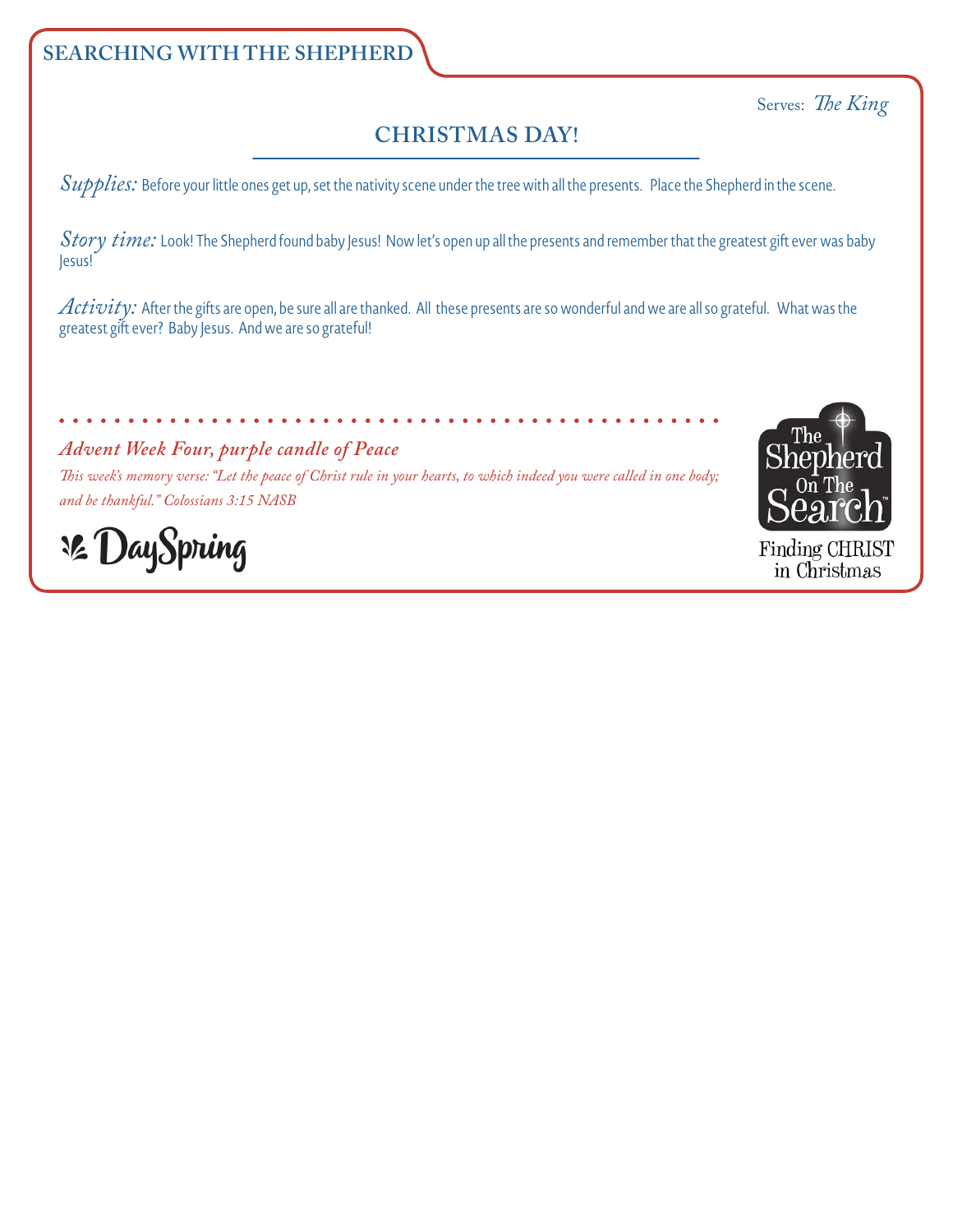## SEARCHING WITH THE SHEPHERD

Serves: *The King*

# CHRISTMAS DAY!

*Supplies:* Before your little ones get up, set the nativity scene under the tree with all the presents. Place the Shepherd in the scene.

*Story time:* Look! The Shepherd found baby Jesus! Now let's open up all the presents and remember that the greatest gift ever was baby Jesus!

*Activity:* After the gifts are open, be sure all are thanked. All these presents are so wonderful and we are all so grateful. What was the greatest gift ever? Baby Jesus. And we are so grateful!

*Advent Week Four, purple candle of Peace*

*This week's memory verse: "Let the peace of Christ rule in your hearts, to which indeed you were called in one body; and be thankful." Colossians 3:15 NASB*

DaySpring

The Shepherd On The Search™

Finding CHRIST in Christmas